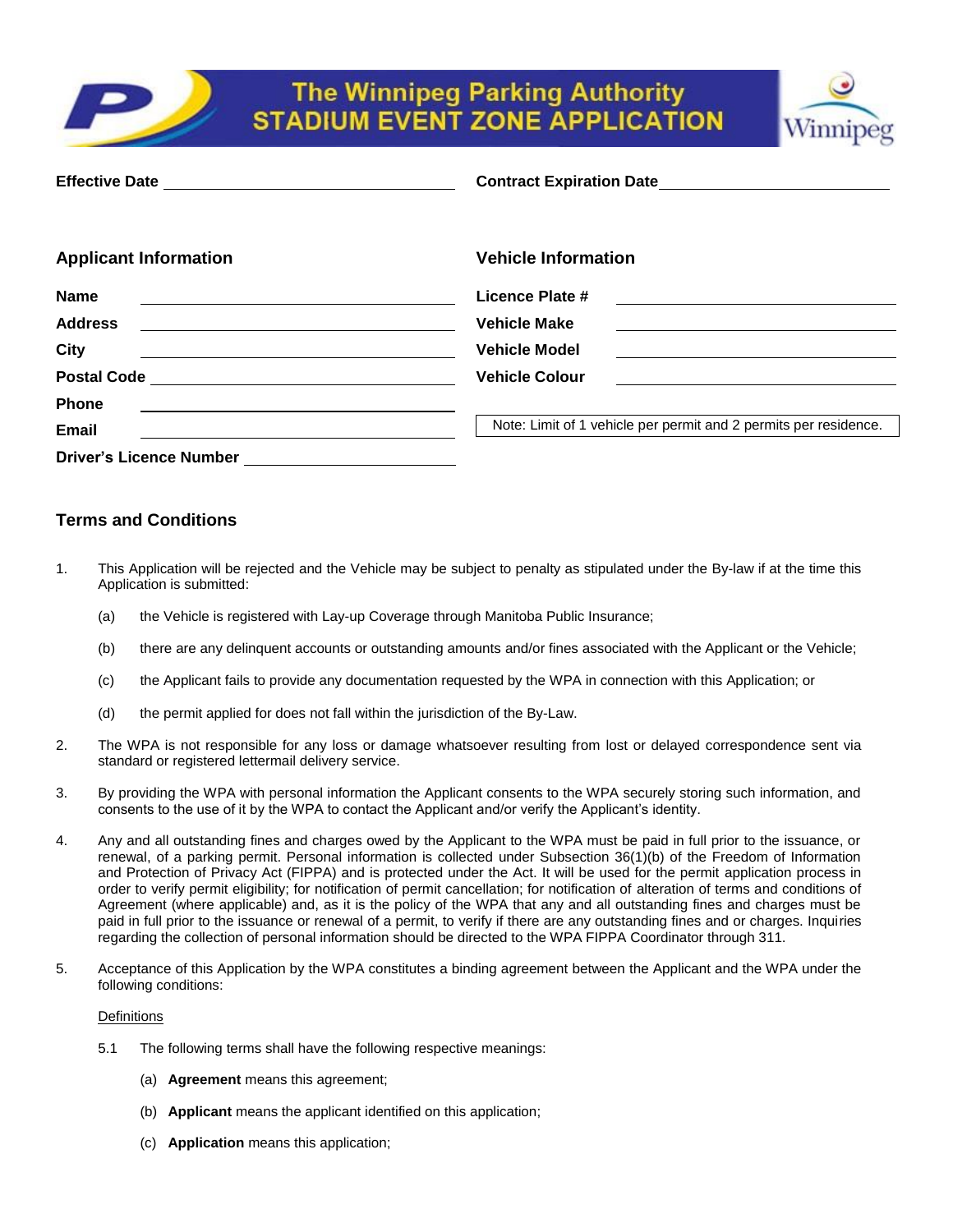# The Winnipeg Parking Authority STADIUM EVENT ZONE APPLICATION

**Effective Date** ____________________ **Contract Expiration Date** ____________________

## Applicant Information

**Name** ____________________

**Address** ____________________

**City** ____________________

**Postal Code** ____________________

**Phone** ____________________

**Email** ____________________

**Driver's Licence Number** ____________________

## Vehicle Information

**Licence Plate #** ____________________

**Vehicle Make** ____________________

**Vehicle Model** ____________________

**Vehicle Colour** ____________________

Note: Limit of 1 vehicle per permit and 2 permits per residence.

## Terms and Conditions

1. This Application will be rejected and the Vehicle may be subject to penalty as stipulated under the By-law if at the time this Application is submitted:

   (a) the Vehicle is registered with Lay-up Coverage through Manitoba Public Insurance;

   (b) there are any delinquent accounts or outstanding amounts and/or fines associated with the Applicant or the Vehicle;

   (c) the Applicant fails to provide any documentation requested by the WPA in connection with this Application; or

   (d) the permit applied for does not fall within the jurisdiction of the By-Law.

2. The WPA is not responsible for any loss or damage whatsoever resulting from lost or delayed correspondence sent via standard or registered lettermail delivery service.

3. By providing the WPA with personal information the Applicant consents to the WPA securely storing such information, and consents to the use of it by the WPA to contact the Applicant and/or verify the Applicant's identity.

4. Any and all outstanding fines and charges owed by the Applicant to the WPA must be paid in full prior to the issuance, or renewal, of a parking permit. Personal information is collected under Subsection 36(1)(b) of the Freedom of Information and Protection of Privacy Act (FIPPA) and is protected under the Act. It will be used for the permit application process in order to verify permit eligibility; for notification of permit cancellation; for notification of alteration of terms and conditions of Agreement (where applicable) and, as it is the policy of the WPA that any and all outstanding fines and charges must be paid in full prior to the issuance or renewal of a permit, to verify if there are any outstanding fines and or charges. Inquiries regarding the collection of personal information should be directed to the WPA FIPPA Coordinator through 311.

5. Acceptance of this Application by the WPA constitutes a binding agreement between the Applicant and the WPA under the following conditions:

   Definitions

   5.1 The following terms shall have the following respective meanings:

      (a) **Agreement** means this agreement;

      (b) **Applicant** means the applicant identified on this application;

      (c) **Application** means this application;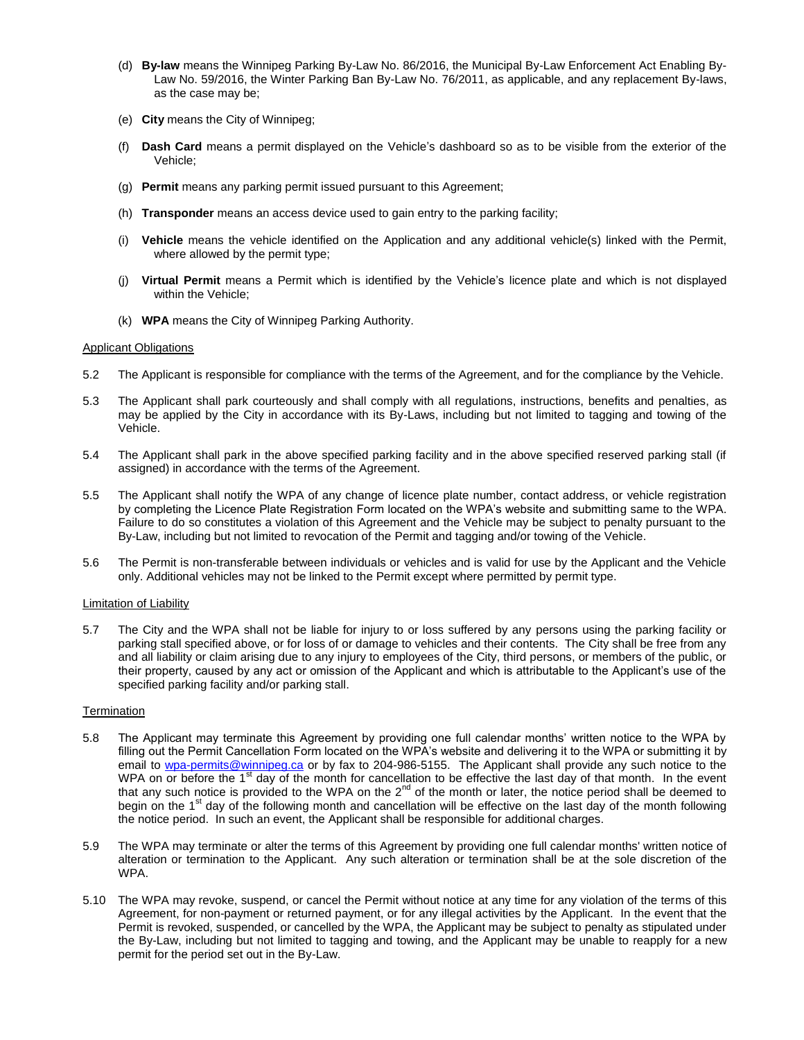(d) **By-law** means the Winnipeg Parking By-Law No. 86/2016, the Municipal By-Law Enforcement Act Enabling By-Law No. 59/2016, the Winter Parking Ban By-Law No. 76/2011, as applicable, and any replacement By-laws, as the case may be;

(e) **City** means the City of Winnipeg;

(f) **Dash Card** means a permit displayed on the Vehicle's dashboard so as to be visible from the exterior of the Vehicle;

(g) **Permit** means any parking permit issued pursuant to this Agreement;

(h) **Transponder** means an access device used to gain entry to the parking facility;

(i) **Vehicle** means the vehicle identified on the Application and any additional vehicle(s) linked with the Permit, where allowed by the permit type;

(j) **Virtual Permit** means a Permit which is identified by the Vehicle's licence plate and which is not displayed within the Vehicle;

(k) **WPA** means the City of Winnipeg Parking Authority.

Applicant Obligations

5.2 The Applicant is responsible for compliance with the terms of the Agreement, and for the compliance by the Vehicle.

5.3 The Applicant shall park courteously and shall comply with all regulations, instructions, benefits and penalties, as may be applied by the City in accordance with its By-Laws, including but not limited to tagging and towing of the Vehicle.

5.4 The Applicant shall park in the above specified parking facility and in the above specified reserved parking stall (if assigned) in accordance with the terms of the Agreement.

5.5 The Applicant shall notify the WPA of any change of licence plate number, contact address, or vehicle registration by completing the Licence Plate Registration Form located on the WPA's website and submitting same to the WPA. Failure to do so constitutes a violation of this Agreement and the Vehicle may be subject to penalty pursuant to the By-Law, including but not limited to revocation of the Permit and tagging and/or towing of the Vehicle.

5.6 The Permit is non-transferable between individuals or vehicles and is valid for use by the Applicant and the Vehicle only. Additional vehicles may not be linked to the Permit except where permitted by permit type.

Limitation of Liability

5.7 The City and the WPA shall not be liable for injury to or loss suffered by any persons using the parking facility or parking stall specified above, or for loss of or damage to vehicles and their contents. The City shall be free from any and all liability or claim arising due to any injury to employees of the City, third persons, or members of the public, or their property, caused by any act or omission of the Applicant and which is attributable to the Applicant's use of the specified parking facility and/or parking stall.

Termination

5.8 The Applicant may terminate this Agreement by providing one full calendar months' written notice to the WPA by filling out the Permit Cancellation Form located on the WPA's website and delivering it to the WPA or submitting it by email to wpa-permits@winnipeg.ca or by fax to 204-986-5155. The Applicant shall provide any such notice to the WPA on or before the 1st day of the month for cancellation to be effective the last day of that month. In the event that any such notice is provided to the WPA on the 2nd of the month or later, the notice period shall be deemed to begin on the 1st day of the following month and cancellation will be effective on the last day of the month following the notice period. In such an event, the Applicant shall be responsible for additional charges.

5.9 The WPA may terminate or alter the terms of this Agreement by providing one full calendar months' written notice of alteration or termination to the Applicant. Any such alteration or termination shall be at the sole discretion of the WPA.

5.10 The WPA may revoke, suspend, or cancel the Permit without notice at any time for any violation of the terms of this Agreement, for non-payment or returned payment, or for any illegal activities by the Applicant. In the event that the Permit is revoked, suspended, or cancelled by the WPA, the Applicant may be subject to penalty as stipulated under the By-Law, including but not limited to tagging and towing, and the Applicant may be unable to reapply for a new permit for the period set out in the By-Law.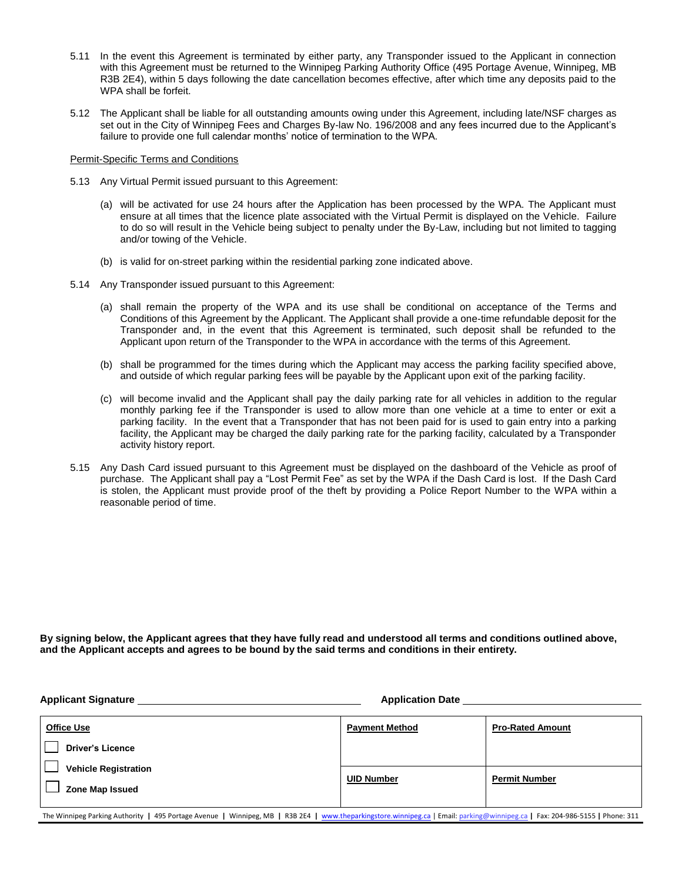5.11 In the event this Agreement is terminated by either party, any Transponder issued to the Applicant in connection with this Agreement must be returned to the Winnipeg Parking Authority Office (495 Portage Avenue, Winnipeg, MB R3B 2E4), within 5 days following the date cancellation becomes effective, after which time any deposits paid to the WPA shall be forfeit.

5.12 The Applicant shall be liable for all outstanding amounts owing under this Agreement, including late/NSF charges as set out in the City of Winnipeg Fees and Charges By-law No. 196/2008 and any fees incurred due to the Applicant's failure to provide one full calendar months' notice of termination to the WPA.

Permit-Specific Terms and Conditions

5.13 Any Virtual Permit issued pursuant to this Agreement:

(a) will be activated for use 24 hours after the Application has been processed by the WPA. The Applicant must ensure at all times that the licence plate associated with the Virtual Permit is displayed on the Vehicle. Failure to do so will result in the Vehicle being subject to penalty under the By-Law, including but not limited to tagging and/or towing of the Vehicle.

(b) is valid for on-street parking within the residential parking zone indicated above.

5.14 Any Transponder issued pursuant to this Agreement:

(a) shall remain the property of the WPA and its use shall be conditional on acceptance of the Terms and Conditions of this Agreement by the Applicant. The Applicant shall provide a one-time refundable deposit for the Transponder and, in the event that this Agreement is terminated, such deposit shall be refunded to the Applicant upon return of the Transponder to the WPA in accordance with the terms of this Agreement.

(b) shall be programmed for the times during which the Applicant may access the parking facility specified above, and outside of which regular parking fees will be payable by the Applicant upon exit of the parking facility.

(c) will become invalid and the Applicant shall pay the daily parking rate for all vehicles in addition to the regular monthly parking fee if the Transponder is used to allow more than one vehicle at a time to enter or exit a parking facility. In the event that a Transponder that has not been paid for is used to gain entry into a parking facility, the Applicant may be charged the daily parking rate for the parking facility, calculated by a Transponder activity history report.

5.15 Any Dash Card issued pursuant to this Agreement must be displayed on the dashboard of the Vehicle as proof of purchase. The Applicant shall pay a "Lost Permit Fee" as set by the WPA if the Dash Card is lost. If the Dash Card is stolen, the Applicant must provide proof of the theft by providing a Police Report Number to the WPA within a reasonable period of time.

**By signing below, the Applicant agrees that they have fully read and understood all terms and conditions outlined above, and the Applicant accepts and agrees to be bound by the said terms and conditions in their entirety.**

**Applicant Signature** ______________________ **Application Date** ______________________

| **Office Use** | **Payment Method** | **Pro-Rated Amount** |
|---|---|---|
| ☐ **Driver's Licence**<br>☐ **Vehicle Registration**<br>☐ **Zone Map Issued** | **UID Number** | **Permit Number** |

The Winnipeg Parking Authority | 495 Portage Avenue | Winnipeg, MB | R3B 2E4 | www.theparkingstore.winnipeg.ca | Email: parking@winnipeg.ca | Fax: 204-986-5155 | Phone: 311